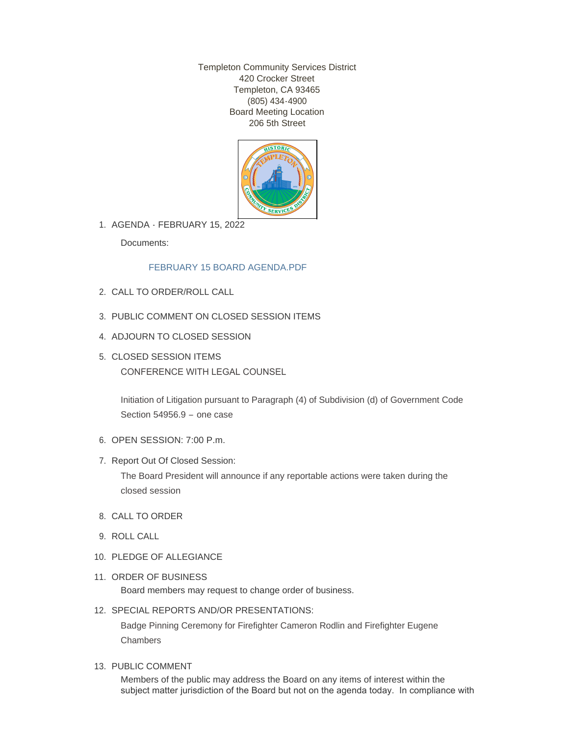Templeton Community Services District
420 Crocker Street
Templeton, CA 93465
(805) 434-4900
Board Meeting Location
206 5th Street

1. AGENDA - FEBRUARY 15, 2022

   Documents:

   FEBRUARY 15 BOARD AGENDA.PDF

2. CALL TO ORDER/ROLL CALL

3. PUBLIC COMMENT ON CLOSED SESSION ITEMS

4. ADJOURN TO CLOSED SESSION

5. CLOSED SESSION ITEMS

   CONFERENCE WITH LEGAL COUNSEL

   Initiation of Litigation pursuant to Paragraph (4) of Subdivision (d) of Government Code Section 54956.9 – one case

6. OPEN SESSION: 7:00 P.m.

7. Report Out Of Closed Session:

   The Board President will announce if any reportable actions were taken during the closed session

8. CALL TO ORDER

9. ROLL CALL

10. PLEDGE OF ALLEGIANCE

11. ORDER OF BUSINESS

    Board members may request to change order of business.

12. SPECIAL REPORTS AND/OR PRESENTATIONS:

    Badge Pinning Ceremony for Firefighter Cameron Rodlin and Firefighter Eugene Chambers

13. PUBLIC COMMENT

    Members of the public may address the Board on any items of interest within the subject matter jurisdiction of the Board but not on the agenda today. In compliance with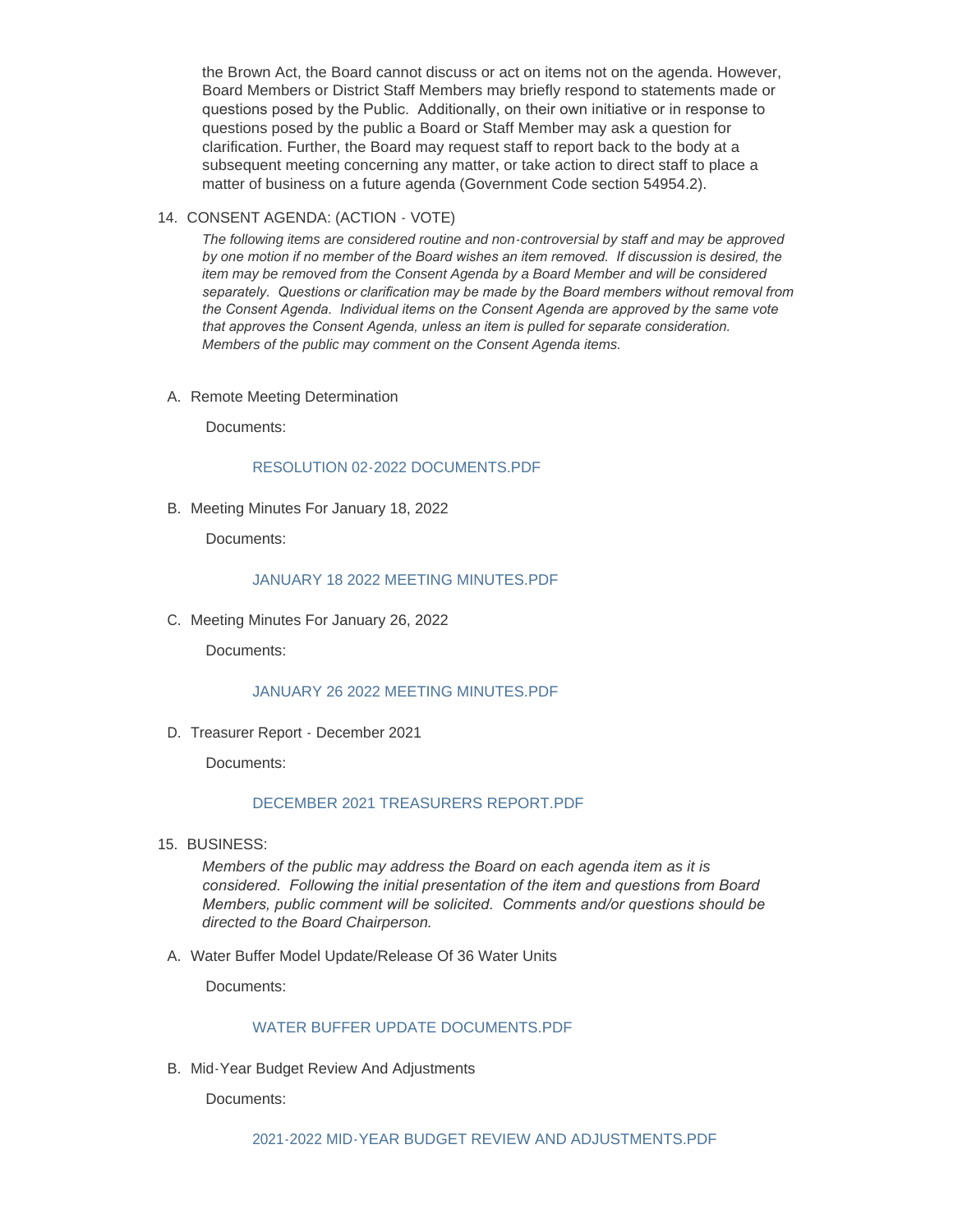the Brown Act, the Board cannot discuss or act on items not on the agenda. However, Board Members or District Staff Members may briefly respond to statements made or questions posed by the Public. Additionally, on their own initiative or in response to questions posed by the public a Board or Staff Member may ask a question for clarification. Further, the Board may request staff to report back to the body at a subsequent meeting concerning any matter, or take action to direct staff to place a matter of business on a future agenda (Government Code section 54954.2).

14. CONSENT AGENDA: (ACTION - VOTE)

    *The following items are considered routine and non-controversial by staff and may be approved by one motion if no member of the Board wishes an item removed. If discussion is desired, the item may be removed from the Consent Agenda by a Board Member and will be considered separately. Questions or clarification may be made by the Board members without removal from the Consent Agenda. Individual items on the Consent Agenda are approved by the same vote that approves the Consent Agenda, unless an item is pulled for separate consideration. Members of the public may comment on the Consent Agenda items.*

    A. Remote Meeting Determination

       Documents:

       RESOLUTION 02-2022 DOCUMENTS.PDF

    B. Meeting Minutes For January 18, 2022

       Documents:

       JANUARY 18 2022 MEETING MINUTES.PDF

    C. Meeting Minutes For January 26, 2022

       Documents:

       JANUARY 26 2022 MEETING MINUTES.PDF

    D. Treasurer Report - December 2021

       Documents:

       DECEMBER 2021 TREASURERS REPORT.PDF

15. BUSINESS:

    *Members of the public may address the Board on each agenda item as it is considered. Following the initial presentation of the item and questions from Board Members, public comment will be solicited. Comments and/or questions should be directed to the Board Chairperson.*

    A. Water Buffer Model Update/Release Of 36 Water Units

       Documents:

       WATER BUFFER UPDATE DOCUMENTS.PDF

    B. Mid-Year Budget Review And Adjustments

       Documents:

       2021-2022 MID-YEAR BUDGET REVIEW AND ADJUSTMENTS.PDF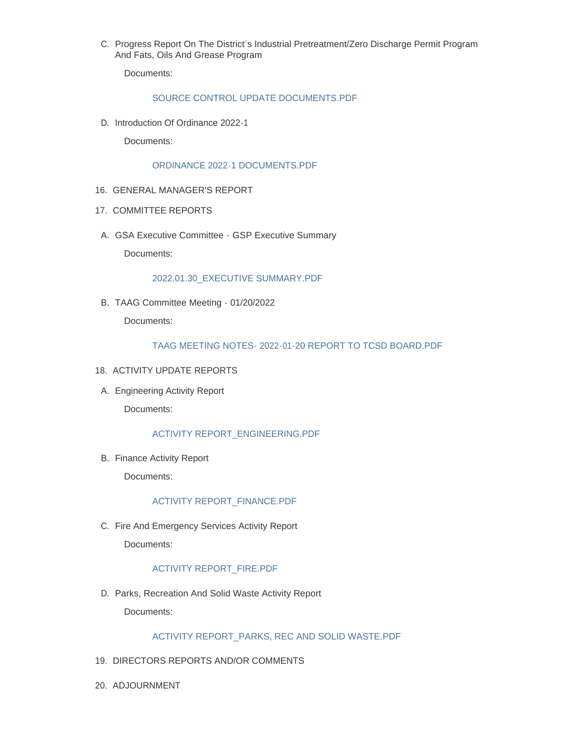C. Progress Report On The District's Industrial Pretreatment/Zero Discharge Permit Program And Fats, Oils And Grease Program

Documents:

SOURCE CONTROL UPDATE DOCUMENTS.PDF

D. Introduction Of Ordinance 2022-1

Documents:

ORDINANCE 2022-1 DOCUMENTS.PDF

16. GENERAL MANAGER'S REPORT

17. COMMITTEE REPORTS

A. GSA Executive Committee - GSP Executive Summary

Documents:

2022.01.30_EXECUTIVE SUMMARY.PDF

B. TAAG Committee Meeting - 01/20/2022

Documents:

TAAG MEETING NOTES- 2022-01-20 REPORT TO TCSD BOARD.PDF

18. ACTIVITY UPDATE REPORTS

A. Engineering Activity Report

Documents:

ACTIVITY REPORT_ENGINEERING.PDF

B. Finance Activity Report

Documents:

ACTIVITY REPORT_FINANCE.PDF

C. Fire And Emergency Services Activity Report

Documents:

ACTIVITY REPORT_FIRE.PDF

D. Parks, Recreation And Solid Waste Activity Report

Documents:

ACTIVITY REPORT_PARKS, REC AND SOLID WASTE.PDF

19. DIRECTORS REPORTS AND/OR COMMENTS

20. ADJOURNMENT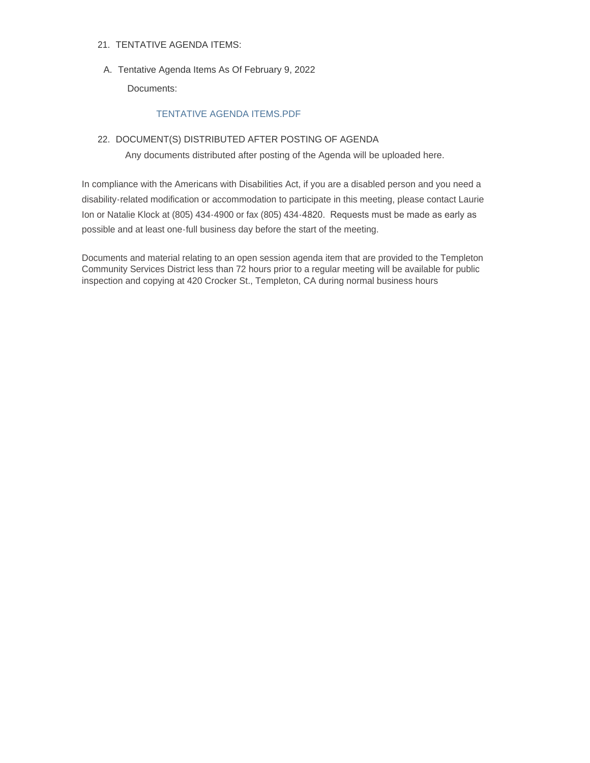21. TENTATIVE AGENDA ITEMS:

   A. Tentative Agenda Items As Of February 9, 2022

      Documents:

      TENTATIVE AGENDA ITEMS.PDF

22. DOCUMENT(S) DISTRIBUTED AFTER POSTING OF AGENDA

    Any documents distributed after posting of the Agenda will be uploaded here.

In compliance with the Americans with Disabilities Act, if you are a disabled person and you need a disability-related modification or accommodation to participate in this meeting, please contact Laurie Ion or Natalie Klock at (805) 434-4900 or fax (805) 434-4820. Requests must be made as early as possible and at least one-full business day before the start of the meeting.

Documents and material relating to an open session agenda item that are provided to the Templeton Community Services District less than 72 hours prior to a regular meeting will be available for public inspection and copying at 420 Crocker St., Templeton, CA during normal business hours